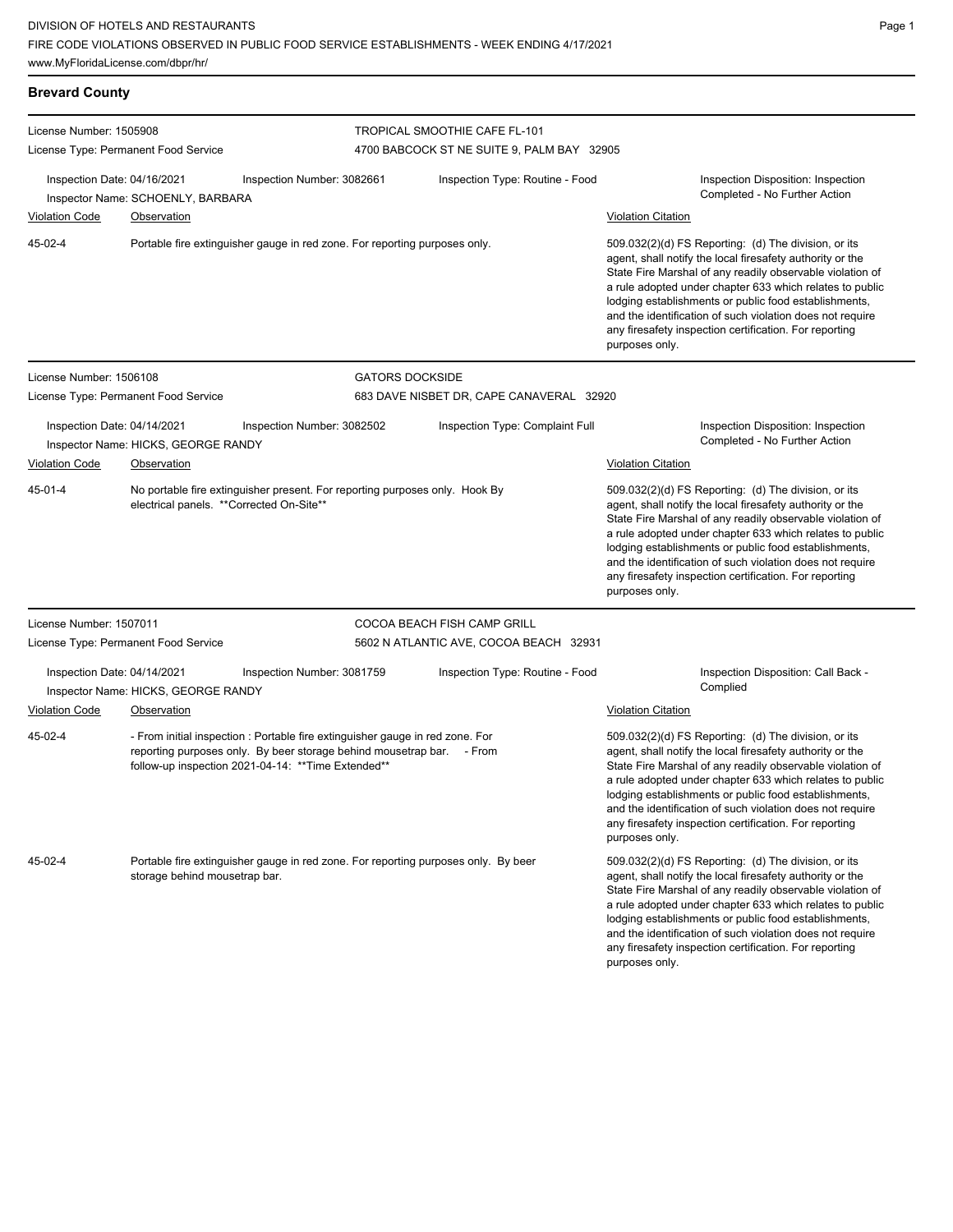DIVISION OF HOTELS AND RESTAURANTS
FIRE CODE VIOLATIONS OBSERVED IN PUBLIC FOOD SERVICE ESTABLISHMENTS - WEEK ENDING 4/17/2021
www.MyFloridaLicense.com/dbpr/hr/

## Brevard County

**License Number:** 1505908
**License Type:** Permanent Food Service
**TROPICAL SMOOTHIE CAFE FL-101**
4700 BABCOCK ST NE SUITE 9, PALM BAY 32905

Inspection Date: 04/16/2021 | Inspection Number: 3082661 | Inspection Type: Routine - Food | Inspection Disposition: Inspection Completed - No Further Action
Inspector Name: SCHOENLY, BARBARA

| Violation Code | Observation | Violation Citation |
|---|---|---|
| 45-02-4 | Portable fire extinguisher gauge in red zone. For reporting purposes only. | 509.032(2)(d) FS Reporting: (d) The division, or its agent, shall notify the local firesafety authority or the State Fire Marshal of any readily observable violation of a rule adopted under chapter 633 which relates to public lodging establishments or public food establishments, and the identification of such violation does not require any firesafety inspection certification. For reporting purposes only. |

**License Number:** 1506108
**License Type:** Permanent Food Service
**GATORS DOCKSIDE**
683 DAVE NISBET DR, CAPE CANAVERAL 32920

Inspection Date: 04/14/2021 | Inspection Number: 3082502 | Inspection Type: Complaint Full | Inspection Disposition: Inspection Completed - No Further Action
Inspector Name: HICKS, GEORGE RANDY

| Violation Code | Observation | Violation Citation |
|---|---|---|
| 45-01-4 | No portable fire extinguisher present. For reporting purposes only. Hook By electrical panels. **Corrected On-Site** | 509.032(2)(d) FS Reporting: (d) The division, or its agent, shall notify the local firesafety authority or the State Fire Marshal of any readily observable violation of a rule adopted under chapter 633 which relates to public lodging establishments or public food establishments, and the identification of such violation does not require any firesafety inspection certification. For reporting purposes only. |

**License Number:** 1507011
**License Type:** Permanent Food Service
**COCOA BEACH FISH CAMP GRILL**
5602 N ATLANTIC AVE, COCOA BEACH 32931

Inspection Date: 04/14/2021 | Inspection Number: 3081759 | Inspection Type: Routine - Food | Inspection Disposition: Call Back - Complied
Inspector Name: HICKS, GEORGE RANDY

| Violation Code | Observation | Violation Citation |
|---|---|---|
| 45-02-4 | - From initial inspection : Portable fire extinguisher gauge in red zone. For reporting purposes only. By beer storage behind mousetrap bar. - From follow-up inspection 2021-04-14: **Time Extended** | 509.032(2)(d) FS Reporting: (d) The division, or its agent, shall notify the local firesafety authority or the State Fire Marshal of any readily observable violation of a rule adopted under chapter 633 which relates to public lodging establishments or public food establishments, and the identification of such violation does not require any firesafety inspection certification. For reporting purposes only. |
| 45-02-4 | Portable fire extinguisher gauge in red zone. For reporting purposes only. By beer storage behind mousetrap bar. | 509.032(2)(d) FS Reporting: (d) The division, or its agent, shall notify the local firesafety authority or the State Fire Marshal of any readily observable violation of a rule adopted under chapter 633 which relates to public lodging establishments or public food establishments, and the identification of such violation does not require any firesafety inspection certification. For reporting purposes only. |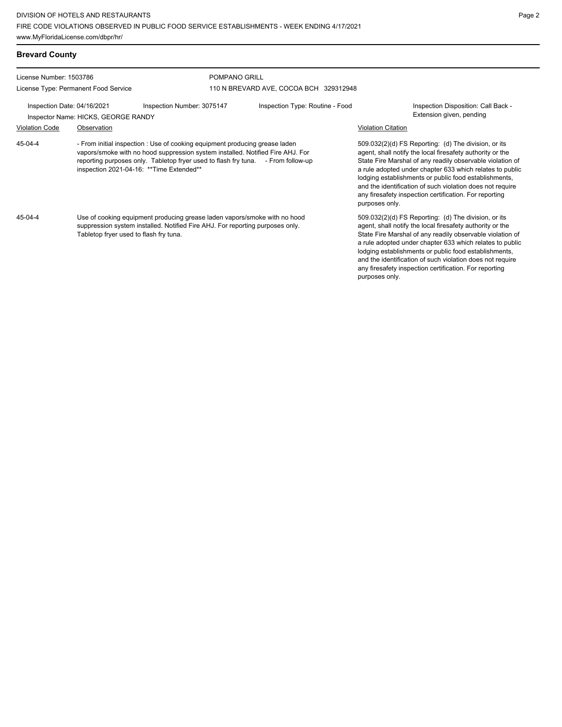## Brevard County

License Number: 1503786
License Type: Permanent Food Service

POMPANO GRILL
110 N BREVARD AVE, COCOA BCH 329312948

Inspection Date: 04/16/2021
Inspector Name: HICKS, GEORGE RANDY
Inspection Number: 3075147
Inspection Type: Routine - Food
Inspection Disposition: Call Back - Extension given, pending

| Violation Code | Observation | Violation Citation |
| --- | --- | --- |
| 45-04-4 | - From initial inspection : Use of cooking equipment producing grease laden vapors/smoke with no hood suppression system installed. Notified Fire AHJ. For reporting purposes only. Tabletop fryer used to flash fry tuna. - From follow-up inspection 2021-04-16: **Time Extended** | 509.032(2)(d) FS Reporting: (d) The division, or its agent, shall notify the local firesafety authority or the State Fire Marshal of any readily observable violation of a rule adopted under chapter 633 which relates to public lodging establishments or public food establishments, and the identification of such violation does not require any firesafety inspection certification. For reporting purposes only. |
| 45-04-4 | Use of cooking equipment producing grease laden vapors/smoke with no hood suppression system installed. Notified Fire AHJ. For reporting purposes only. Tabletop fryer used to flash fry tuna. | 509.032(2)(d) FS Reporting: (d) The division, or its agent, shall notify the local firesafety authority or the State Fire Marshal of any readily observable violation of a rule adopted under chapter 633 which relates to public lodging establishments or public food establishments, and the identification of such violation does not require any firesafety inspection certification. For reporting purposes only. |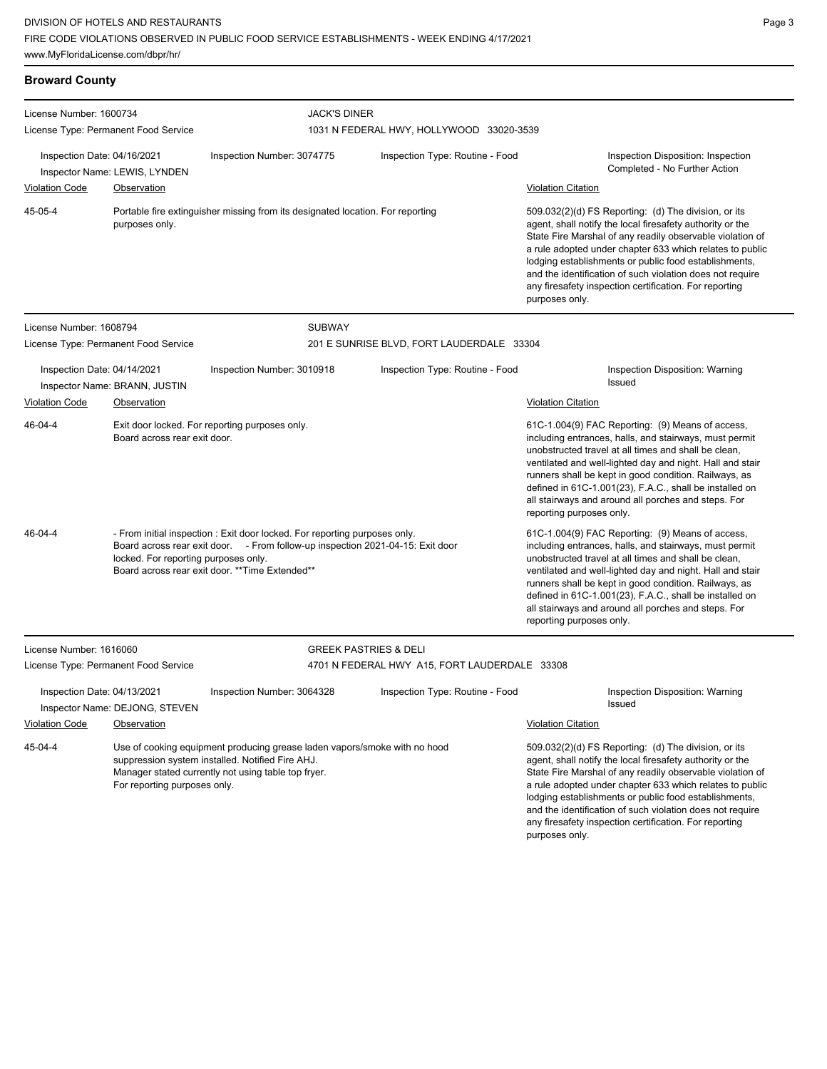## Broward County

**License Number:** 1600734
**License Type:** Permanent Food Service

**JACK'S DINER**
1031 N FEDERAL HWY, HOLLYWOOD 33020-3539

**Inspection Date:** 04/16/2021
**Inspector Name:** LEWIS, LYNDEN
**Inspection Number:** 3074775
**Inspection Type:** Routine - Food
**Inspection Disposition:** Inspection Completed - No Further Action

| Violation Code | Observation | Violation Citation |
|---|---|---|
| 45-05-4 | Portable fire extinguisher missing from its designated location. For reporting purposes only. | 509.032(2)(d) FS Reporting: (d) The division, or its agent, shall notify the local firesafety authority or the State Fire Marshal of any readily observable violation of a rule adopted under chapter 633 which relates to public lodging establishments or public food establishments, and the identification of such violation does not require any firesafety inspection certification. For reporting purposes only. |

---

**License Number:** 1608794
**License Type:** Permanent Food Service

**SUBWAY**
201 E SUNRISE BLVD, FORT LAUDERDALE 33304

**Inspection Date:** 04/14/2021
**Inspector Name:** BRANN, JUSTIN
**Inspection Number:** 3010918
**Inspection Type:** Routine - Food
**Inspection Disposition:** Warning Issued

| Violation Code | Observation | Violation Citation |
|---|---|---|
| 46-04-4 | Exit door locked. For reporting purposes only. Board across rear exit door. | 61C-1.004(9) FAC Reporting: (9) Means of access, including entrances, halls, and stairways, must permit unobstructed travel at all times and shall be clean, ventilated and well-lighted day and night. Hall and stair runners shall be kept in good condition. Railways, as defined in 61C-1.001(23), F.A.C., shall be installed on all stairways and around all porches and steps. For reporting purposes only. |
| 46-04-4 | - From initial inspection : Exit door locked. For reporting purposes only. Board across rear exit door. - From follow-up inspection 2021-04-15: Exit door locked. For reporting purposes only. Board across rear exit door. **Time Extended** | 61C-1.004(9) FAC Reporting: (9) Means of access, including entrances, halls, and stairways, must permit unobstructed travel at all times and shall be clean, ventilated and well-lighted day and night. Hall and stair runners shall be kept in good condition. Railways, as defined in 61C-1.001(23), F.A.C., shall be installed on all stairways and around all porches and steps. For reporting purposes only. |

---

**License Number:** 1616060
**License Type:** Permanent Food Service

**GREEK PASTRIES & DELI**
4701 N FEDERAL HWY A15, FORT LAUDERDALE 33308

**Inspection Date:** 04/13/2021
**Inspector Name:** DEJONG, STEVEN
**Inspection Number:** 3064328
**Inspection Type:** Routine - Food
**Inspection Disposition:** Warning Issued

| Violation Code | Observation | Violation Citation |
|---|---|---|
| 45-04-4 | Use of cooking equipment producing grease laden vapors/smoke with no hood suppression system installed. Notified Fire AHJ. Manager stated currently not using table top fryer. For reporting purposes only. | 509.032(2)(d) FS Reporting: (d) The division, or its agent, shall notify the local firesafety authority or the State Fire Marshal of any readily observable violation of a rule adopted under chapter 633 which relates to public lodging establishments or public food establishments, and the identification of such violation does not require any firesafety inspection certification. For reporting purposes only. |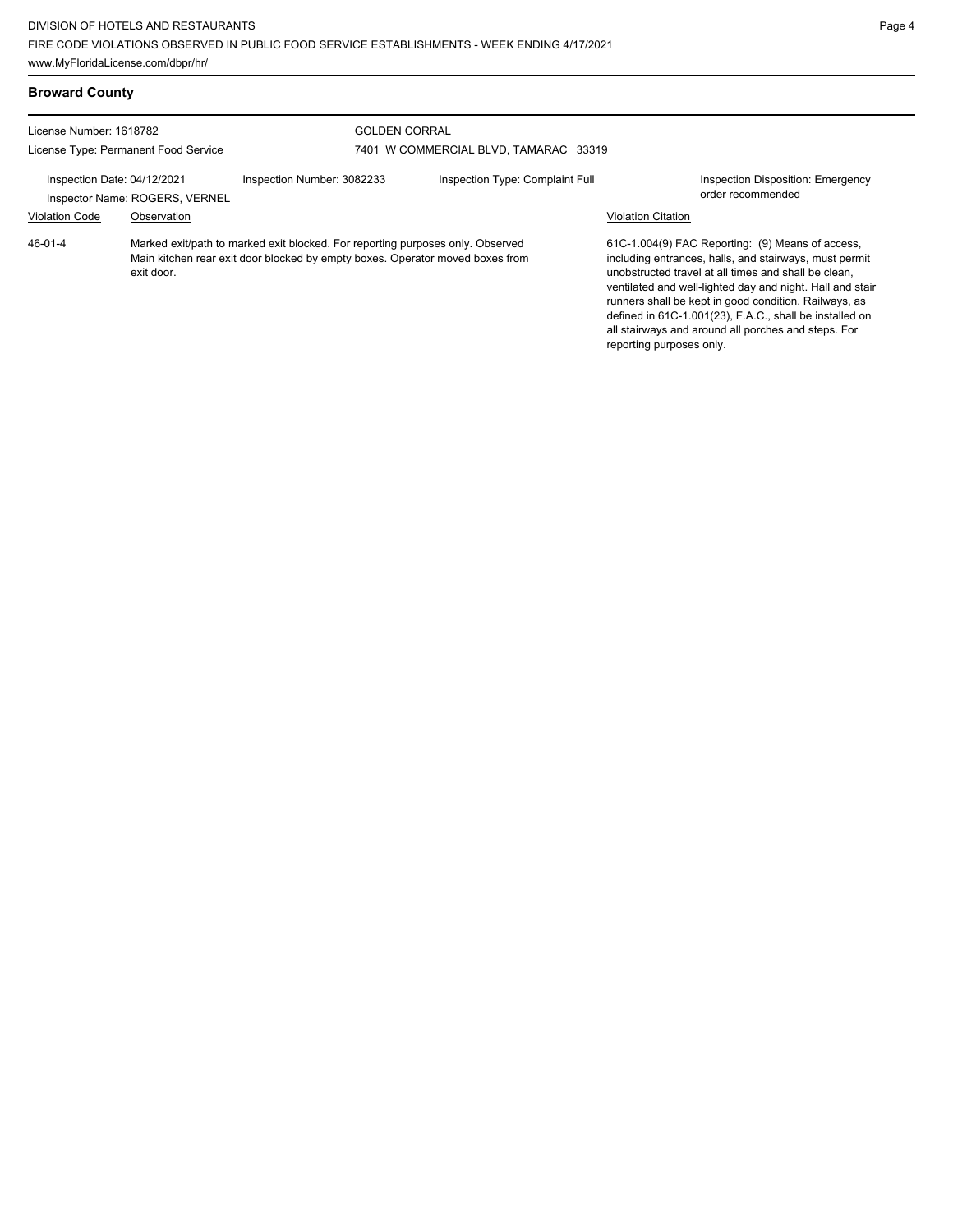## Broward County

License Number: 1618782
License Type: Permanent Food Service

GOLDEN CORRAL
7401 W COMMERCIAL BLVD, TAMARAC 33319

Inspection Date: 04/12/2021
Inspector Name: ROGERS, VERNEL
Inspection Number: 3082233
Inspection Type: Complaint Full
Inspection Disposition: Emergency order recommended

| Violation Code | Observation | Violation Citation |
| --- | --- | --- |
| 46-01-4 | Marked exit/path to marked exit blocked. For reporting purposes only. Observed Main kitchen rear exit door blocked by empty boxes. Operator moved boxes from exit door. | 61C-1.004(9) FAC Reporting: (9) Means of access, including entrances, halls, and stairways, must permit unobstructed travel at all times and shall be clean, ventilated and well-lighted day and night. Hall and stair runners shall be kept in good condition. Railways, as defined in 61C-1.001(23), F.A.C., shall be installed on all stairways and around all porches and steps. For reporting purposes only. |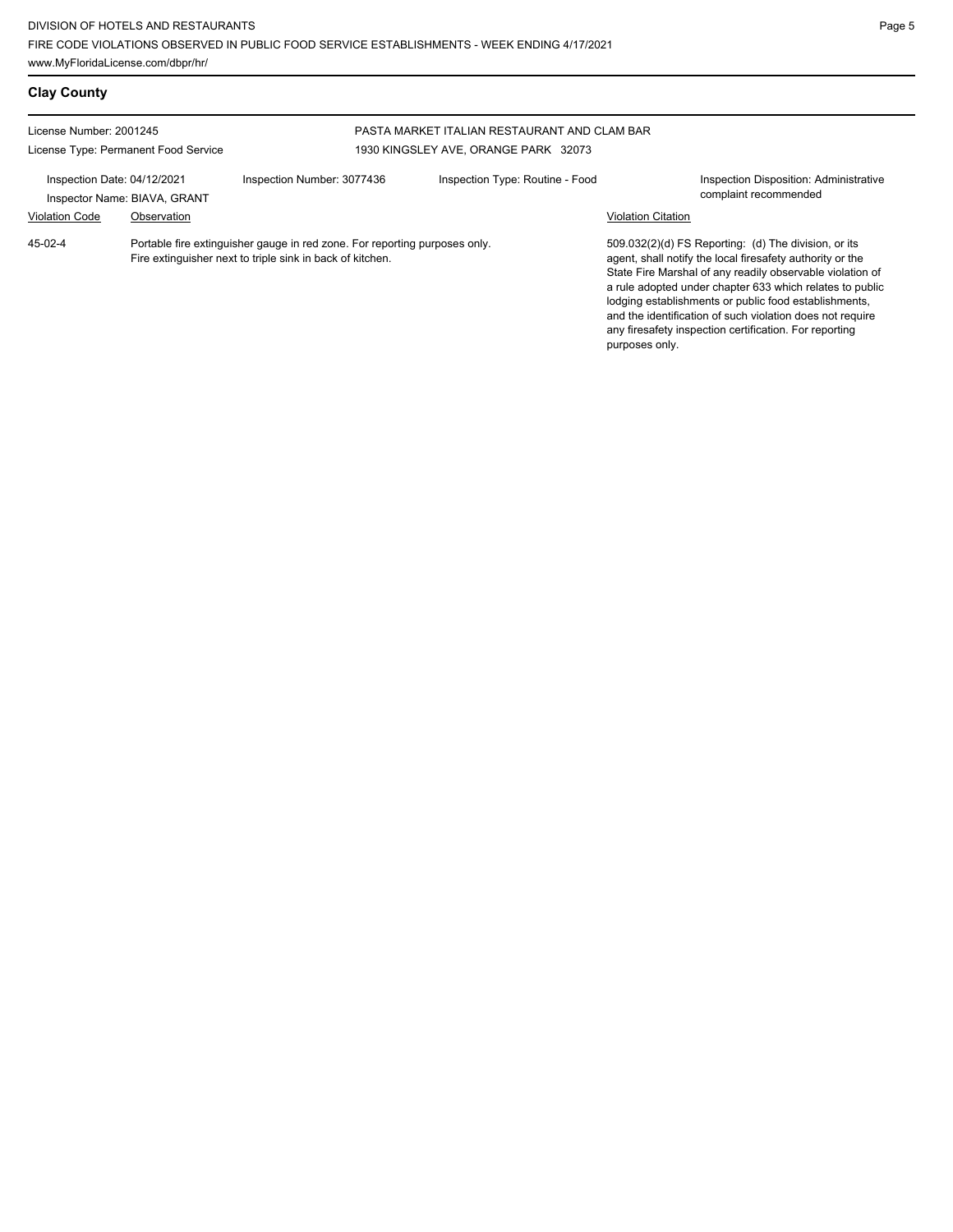## Clay County

License Number: 2001245

License Type: Permanent Food Service

PASTA MARKET ITALIAN RESTAURANT AND CLAM BAR
1930 KINGSLEY AVE, ORANGE PARK 32073

Inspection Date: 04/12/2021
Inspector Name: BIAVA, GRANT

Inspection Number: 3077436

Inspection Type: Routine - Food

Inspection Disposition: Administrative complaint recommended

| Violation Code | Observation | Violation Citation |
| --- | --- | --- |
| 45-02-4 | Portable fire extinguisher gauge in red zone. For reporting purposes only. Fire extinguisher next to triple sink in back of kitchen. | 509.032(2)(d) FS Reporting: (d) The division, or its agent, shall notify the local firesafety authority or the State Fire Marshal of any readily observable violation of a rule adopted under chapter 633 which relates to public lodging establishments or public food establishments, and the identification of such violation does not require any firesafety inspection certification. For reporting purposes only. |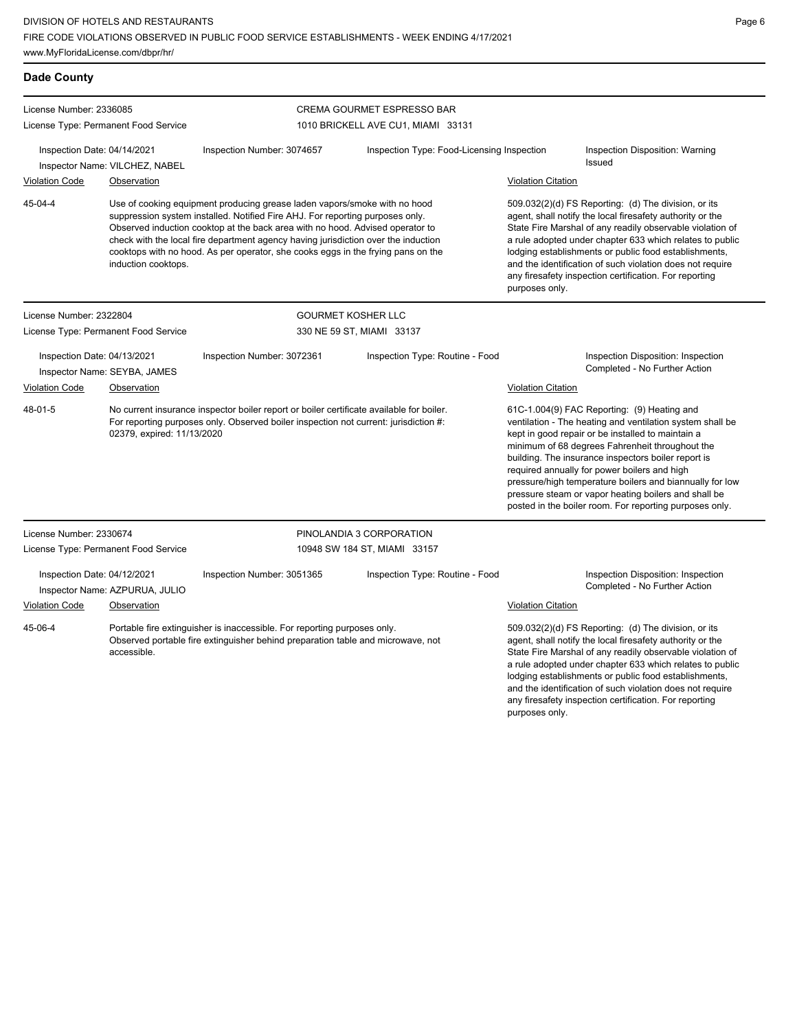**Dade County**

License Number: 2336085
License Type: Permanent Food Service

CREMA GOURMET ESPRESSO BAR
1010 BRICKELL AVE CU1, MIAMI 33131

Inspection Date: 04/14/2021
Inspector Name: VILCHEZ, NABEL
Inspection Number: 3074657
Inspection Type: Food-Licensing Inspection
Inspection Disposition: Warning Issued

| Violation Code | Observation | Violation Citation |
|---|---|---|
| 45-04-4 | Use of cooking equipment producing grease laden vapors/smoke with no hood suppression system installed. Notified Fire AHJ. For reporting purposes only. Observed induction cooktop at the back area with no hood. Advised operator to check with the local fire department agency having jurisdiction over the induction cooktops with no hood. As per operator, she cooks eggs in the frying pans on the induction cooktops. | 509.032(2)(d) FS Reporting: (d) The division, or its agent, shall notify the local firesafety authority or the State Fire Marshal of any readily observable violation of a rule adopted under chapter 633 which relates to public lodging establishments or public food establishments, and the identification of such violation does not require any firesafety inspection certification. For reporting purposes only. |

License Number: 2322804
License Type: Permanent Food Service

GOURMET KOSHER LLC
330 NE 59 ST, MIAMI 33137

Inspection Date: 04/13/2021
Inspector Name: SEYBA, JAMES
Inspection Number: 3072361
Inspection Type: Routine - Food
Inspection Disposition: Inspection Completed - No Further Action

| Violation Code | Observation | Violation Citation |
|---|---|---|
| 48-01-5 | No current insurance inspector boiler report or boiler certificate available for boiler. For reporting purposes only. Observed boiler inspection not current: jurisdiction #: 02379, expired: 11/13/2020 | 61C-1.004(9) FAC Reporting: (9) Heating and ventilation - The heating and ventilation system shall be kept in good repair or be installed to maintain a minimum of 68 degrees Fahrenheit throughout the building. The insurance inspectors boiler report is required annually for power boilers and high pressure/high temperature boilers and biannually for low pressure steam or vapor heating boilers and shall be posted in the boiler room. For reporting purposes only. |

License Number: 2330674
License Type: Permanent Food Service

PINOLANDIA 3 CORPORATION
10948 SW 184 ST, MIAMI 33157

Inspection Date: 04/12/2021
Inspector Name: AZPURUA, JULIO
Inspection Number: 3051365
Inspection Type: Routine - Food
Inspection Disposition: Inspection Completed - No Further Action

| Violation Code | Observation | Violation Citation |
|---|---|---|
| 45-06-4 | Portable fire extinguisher is inaccessible. For reporting purposes only. Observed portable fire extinguisher behind preparation table and microwave, not accessible. | 509.032(2)(d) FS Reporting: (d) The division, or its agent, shall notify the local firesafety authority or the State Fire Marshal of any readily observable violation of a rule adopted under chapter 633 which relates to public lodging establishments or public food establishments, and the identification of such violation does not require any firesafety inspection certification. For reporting purposes only. |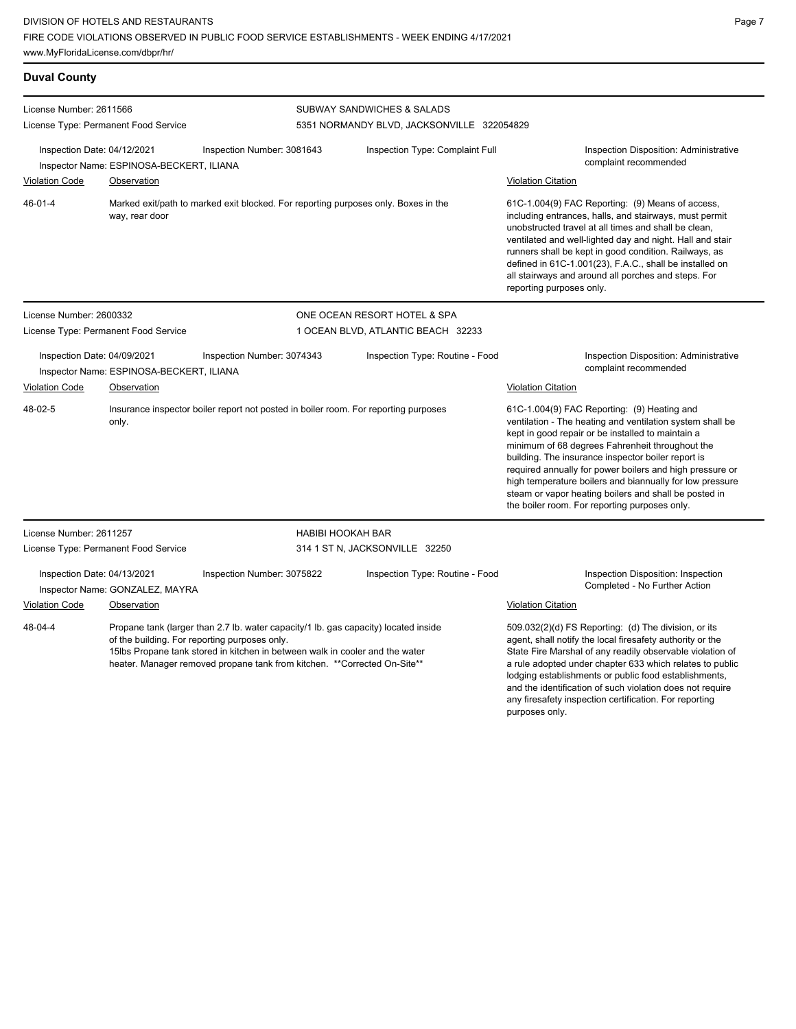## Duval County

**License Number:** 2611566
**License Type:** Permanent Food Service

**SUBWAY SANDWICHES & SALADS**
5351 NORMANDY BLVD, JACKSONVILLE 322054829

**Inspection Date:** 04/12/2021
**Inspection Number:** 3081643
**Inspection Type:** Complaint Full
**Inspection Disposition:** Administrative complaint recommended
**Inspector Name:** ESPINOSA-BECKERT, ILIANA

| Violation Code | Observation | Violation Citation |
|---|---|---|
| 46-01-4 | Marked exit/path to marked exit blocked. For reporting purposes only. Boxes in the way, rear door | 61C-1.004(9) FAC Reporting: (9) Means of access, including entrances, halls, and stairways, must permit unobstructed travel at all times and shall be clean, ventilated and well-lighted day and night. Hall and stair runners shall be kept in good condition. Railways, as defined in 61C-1.001(23), F.A.C., shall be installed on all stairways and around all porches and steps. For reporting purposes only. |

**License Number:** 2600332
**License Type:** Permanent Food Service

**ONE OCEAN RESORT HOTEL & SPA**
1 OCEAN BLVD, ATLANTIC BEACH 32233

**Inspection Date:** 04/09/2021
**Inspection Number:** 3074343
**Inspection Type:** Routine - Food
**Inspection Disposition:** Administrative complaint recommended
**Inspector Name:** ESPINOSA-BECKERT, ILIANA

| Violation Code | Observation | Violation Citation |
|---|---|---|
| 48-02-5 | Insurance inspector boiler report not posted in boiler room. For reporting purposes only. | 61C-1.004(9) FAC Reporting: (9) Heating and ventilation - The heating and ventilation system shall be kept in good repair or be installed to maintain a minimum of 68 degrees Fahrenheit throughout the building. The insurance inspector boiler report is required annually for power boilers and high pressure or high temperature boilers and biannually for low pressure steam or vapor heating boilers and shall be posted in the boiler room. For reporting purposes only. |

**License Number:** 2611257
**License Type:** Permanent Food Service

**HABIBI HOOKAH BAR**
314 1 ST N, JACKSONVILLE 32250

**Inspection Date:** 04/13/2021
**Inspection Number:** 3075822
**Inspection Type:** Routine - Food
**Inspection Disposition:** Inspection Completed - No Further Action
**Inspector Name:** GONZALEZ, MAYRA

| Violation Code | Observation | Violation Citation |
|---|---|---|
| 48-04-4 | Propane tank (larger than 2.7 lb. water capacity/1 lb. gas capacity) located inside of the building. For reporting purposes only. 15lbs Propane tank stored in kitchen in between walk in cooler and the water heater. Manager removed propane tank from kitchen. **Corrected On-Site** | 509.032(2)(d) FS Reporting: (d) The division, or its agent, shall notify the local firesafety authority or the State Fire Marshal of any readily observable violation of a rule adopted under chapter 633 which relates to public lodging establishments or public food establishments, and the identification of such violation does not require any firesafety inspection certification. For reporting purposes only. |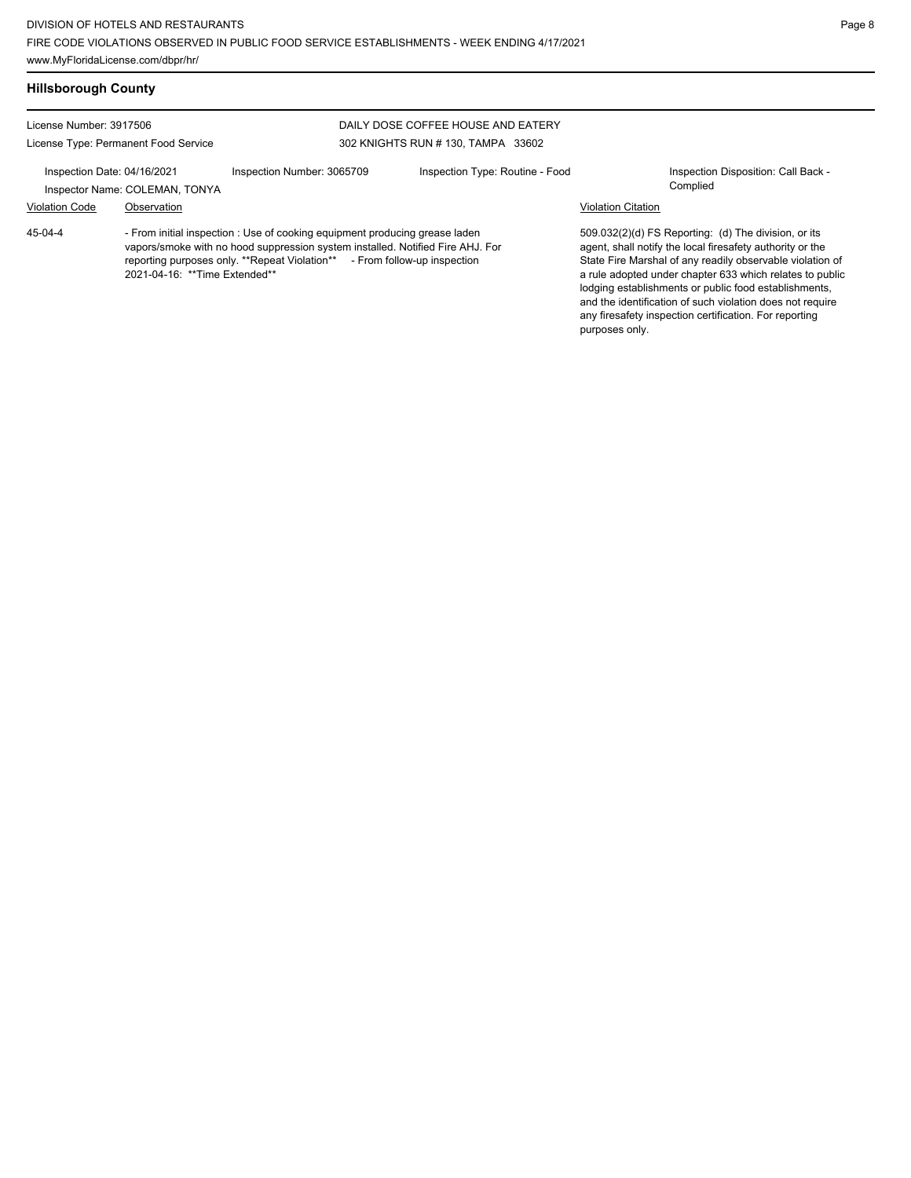## Hillsborough County

License Number: 3917506
License Type: Permanent Food Service

DAILY DOSE COFFEE HOUSE AND EATERY
302 KNIGHTS RUN # 130, TAMPA 33602

Inspection Date: 04/16/2021
Inspector Name: COLEMAN, TONYA
Inspection Number: 3065709
Inspection Type: Routine - Food
Inspection Disposition: Call Back - Complied

| Violation Code | Observation | Violation Citation |
| --- | --- | --- |
| 45-04-4 | - From initial inspection : Use of cooking equipment producing grease laden vapors/smoke with no hood suppression system installed. Notified Fire AHJ. For reporting purposes only. **Repeat Violation** - From follow-up inspection 2021-04-16: **Time Extended** | 509.032(2)(d) FS Reporting: (d) The division, or its agent, shall notify the local firesafety authority or the State Fire Marshal of any readily observable violation of a rule adopted under chapter 633 which relates to public lodging establishments or public food establishments, and the identification of such violation does not require any firesafety inspection certification. For reporting purposes only. |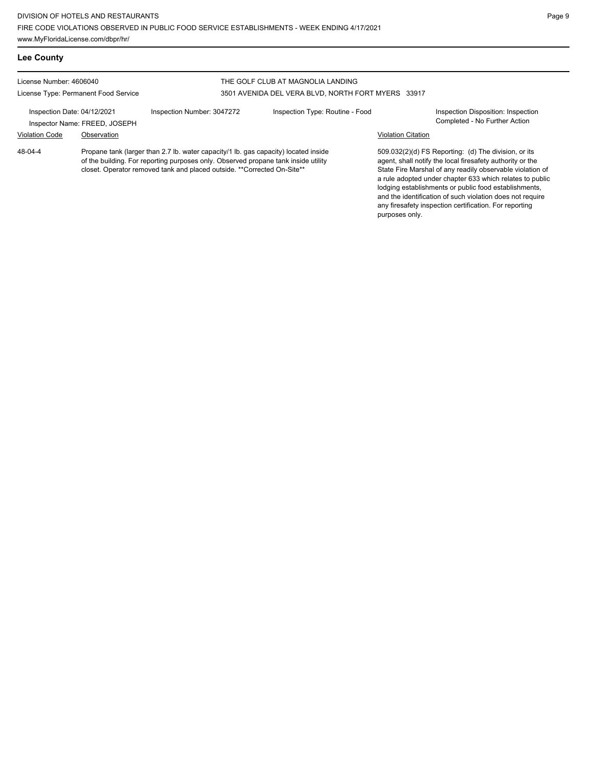## Lee County

License Number: 4606040

License Type: Permanent Food Service

THE GOLF CLUB AT MAGNOLIA LANDING

3501 AVENIDA DEL VERA BLVD, NORTH FORT MYERS 33917

Inspection Date: 04/12/2021

Inspector Name: FREED, JOSEPH

Inspection Number: 3047272

Inspection Type: Routine - Food

Inspection Disposition: Inspection Completed - No Further Action

| Violation Code | Observation | Violation Citation |
| --- | --- | --- |
| 48-04-4 | Propane tank (larger than 2.7 lb. water capacity/1 lb. gas capacity) located inside of the building. For reporting purposes only. Observed propane tank inside utility closet. Operator removed tank and placed outside. **Corrected On-Site** | 509.032(2)(d) FS Reporting: (d) The division, or its agent, shall notify the local firesafety authority or the State Fire Marshal of any readily observable violation of a rule adopted under chapter 633 which relates to public lodging establishments or public food establishments, and the identification of such violation does not require any firesafety inspection certification. For reporting purposes only. |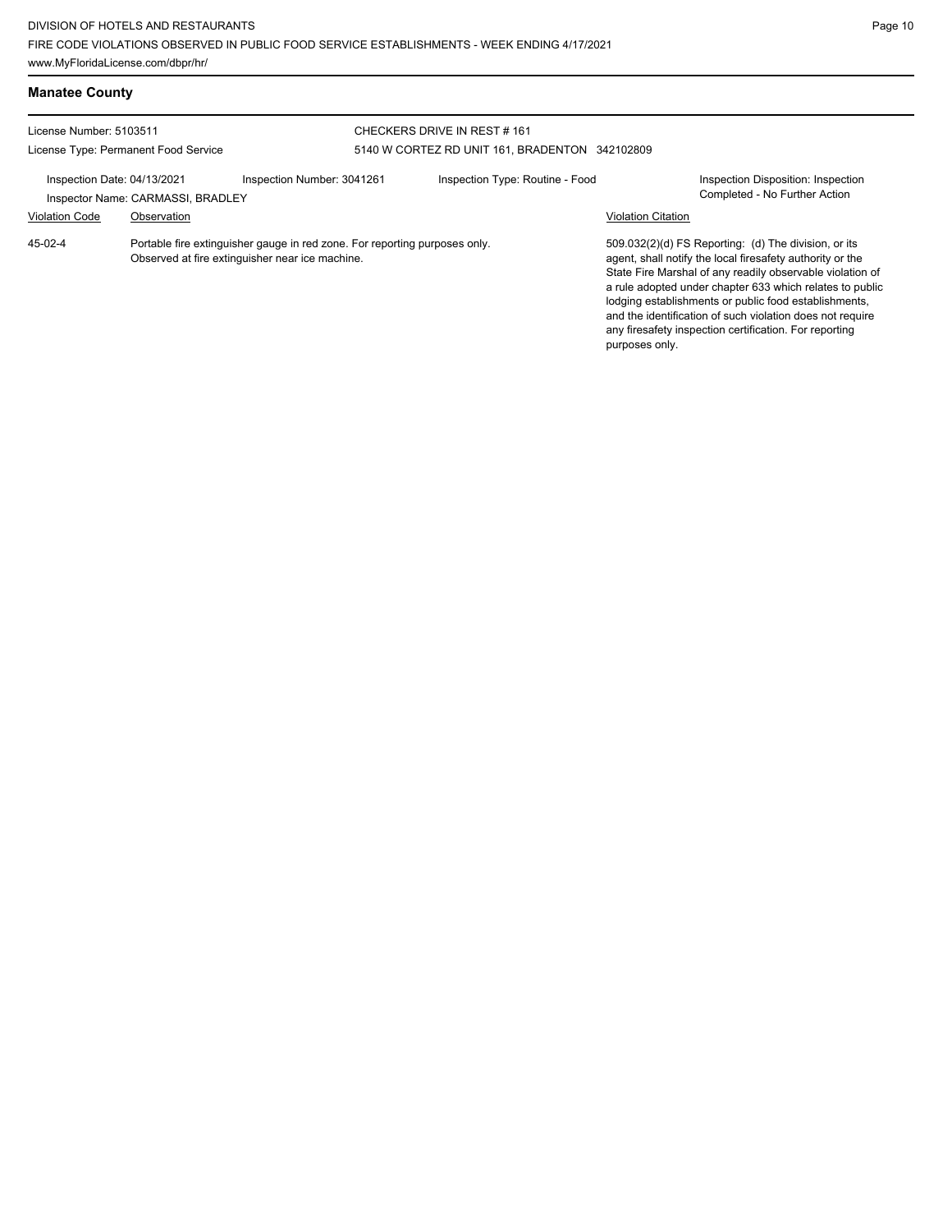## Manatee County

License Number: 5103511

License Type: Permanent Food Service

CHECKERS DRIVE IN REST # 161

5140 W CORTEZ RD UNIT 161, BRADENTON 342102809

Inspection Date: 04/13/2021

Inspection Number: 3041261

Inspection Type: Routine - Food

Inspection Disposition: Inspection Completed - No Further Action

Inspector Name: CARMASSI, BRADLEY

| Violation Code | Observation | Violation Citation |
|---|---|---|
| 45-02-4 | Portable fire extinguisher gauge in red zone. For reporting purposes only. Observed at fire extinguisher near ice machine. | 509.032(2)(d) FS Reporting: (d) The division, or its agent, shall notify the local firesafety authority or the State Fire Marshal of any readily observable violation of a rule adopted under chapter 633 which relates to public lodging establishments or public food establishments, and the identification of such violation does not require any firesafety inspection certification. For reporting purposes only. |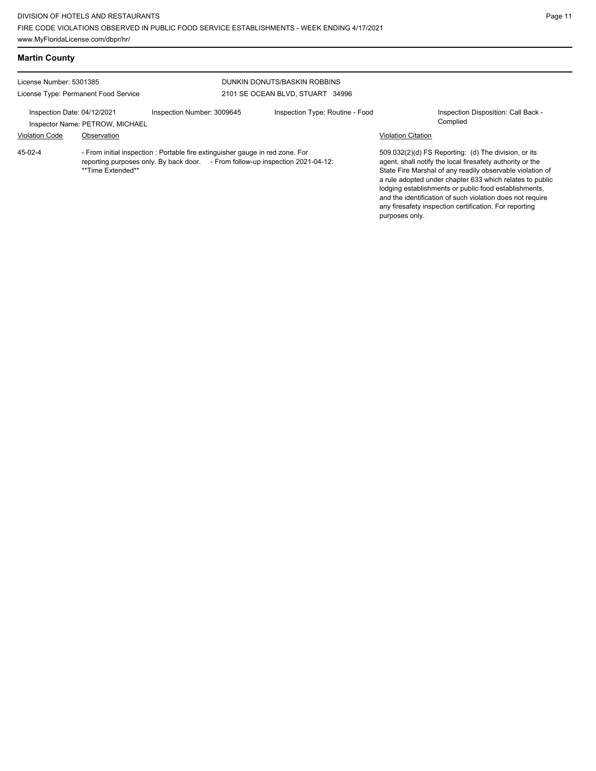## Martin County

License Number: 5301385
License Type: Permanent Food Service

DUNKIN DONUTS/BASKIN ROBBINS
2101 SE OCEAN BLVD, STUART 34996

Inspection Date: 04/12/2021
Inspector Name: PETROW, MICHAEL
Inspection Number: 3009645
Inspection Type: Routine - Food
Inspection Disposition: Call Back - Complied

| Violation Code | Observation | Violation Citation |
| --- | --- | --- |
| 45-02-4 | - From initial inspection : Portable fire extinguisher gauge in red zone. For reporting purposes only. By back door. - From follow-up inspection 2021-04-12: **Time Extended** | 509.032(2)(d) FS Reporting: (d) The division, or its agent, shall notify the local firesafety authority or the State Fire Marshal of any readily observable violation of a rule adopted under chapter 633 which relates to public lodging establishments or public food establishments, and the identification of such violation does not require any firesafety inspection certification. For reporting purposes only. |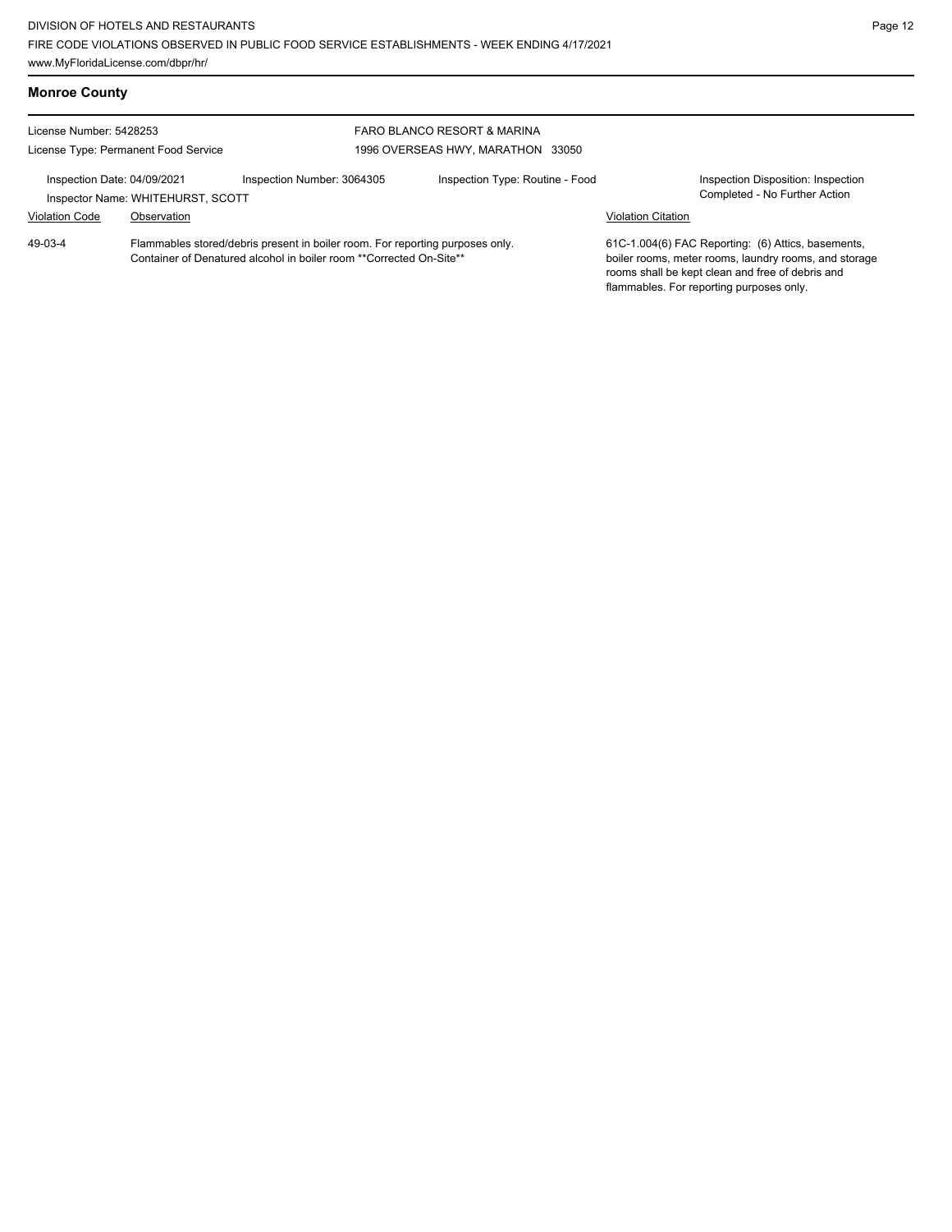## Monroe County

License Number: 5428253

License Type: Permanent Food Service

FARO BLANCO RESORT & MARINA
1996 OVERSEAS HWY, MARATHON 33050

Inspection Date: 04/09/2021

Inspection Number: 3064305

Inspection Type: Routine - Food

Inspection Disposition: Inspection Completed - No Further Action

Inspector Name: WHITEHURST, SCOTT

| Violation Code | Observation | Violation Citation |
|---|---|---|
| 49-03-4 | Flammables stored/debris present in boiler room. For reporting purposes only. Container of Denatured alcohol in boiler room **Corrected On-Site** | 61C-1.004(6) FAC Reporting: (6) Attics, basements, boiler rooms, meter rooms, laundry rooms, and storage rooms shall be kept clean and free of debris and flammables. For reporting purposes only. |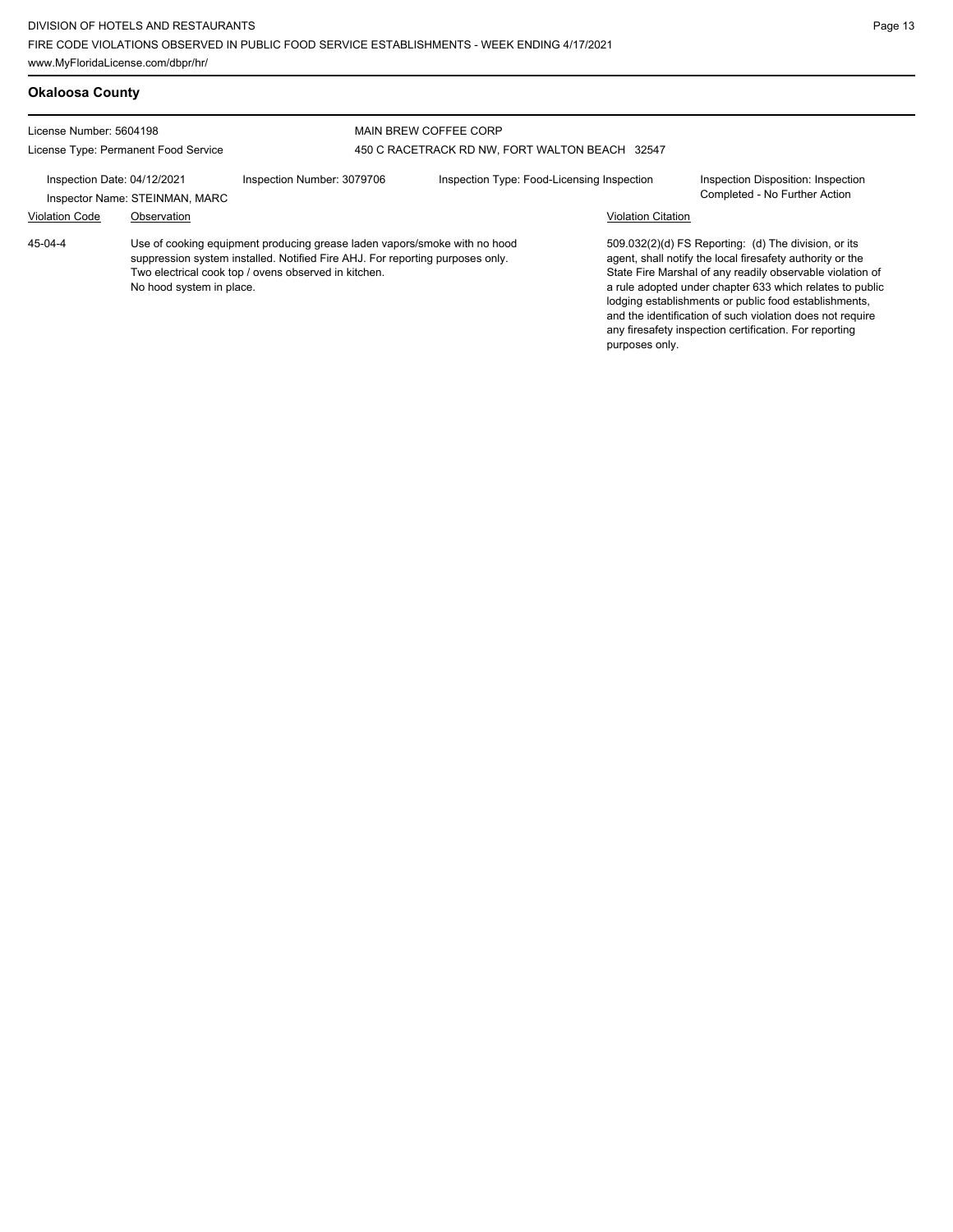## Okaloosa County

License Number: 5604198
License Type: Permanent Food Service

MAIN BREW COFFEE CORP
450 C RACETRACK RD NW, FORT WALTON BEACH 32547

Inspection Date: 04/12/2021
Inspector Name: STEINMAN, MARC
Inspection Number: 3079706
Inspection Type: Food-Licensing Inspection
Inspection Disposition: Inspection Completed - No Further Action

| Violation Code | Observation | Violation Citation |
|---|---|---|
| 45-04-4 | Use of cooking equipment producing grease laden vapors/smoke with no hood suppression system installed. Notified Fire AHJ. For reporting purposes only. Two electrical cook top / ovens observed in kitchen. No hood system in place. | 509.032(2)(d) FS Reporting: (d) The division, or its agent, shall notify the local firesafety authority or the State Fire Marshal of any readily observable violation of a rule adopted under chapter 633 which relates to public lodging establishments or public food establishments, and the identification of such violation does not require any firesafety inspection certification. For reporting purposes only. |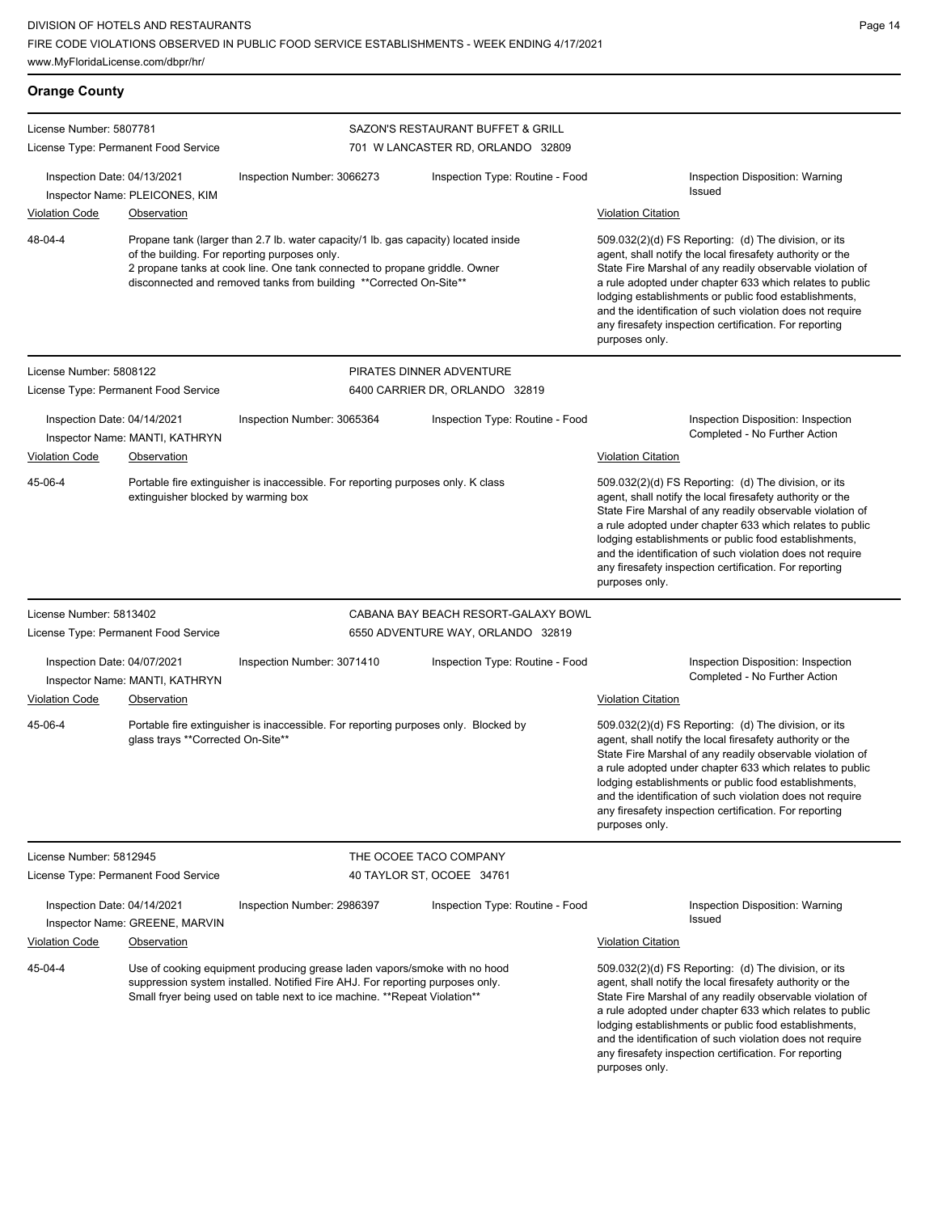## Orange County

**License Number:** 5807781
**License Type:** Permanent Food Service

**SAZON'S RESTAURANT BUFFET & GRILL**
701 W LANCASTER RD, ORLANDO 32809

**Inspection Date:** 04/13/2021
**Inspection Number:** 3066273
**Inspection Type:** Routine - Food
**Inspector Name:** PLEICONES, KIM
**Inspection Disposition:** Warning Issued

| Violation Code | Observation | Violation Citation |
|---|---|---|
| 48-04-4 | Propane tank (larger than 2.7 lb. water capacity/1 lb. gas capacity) located inside of the building. For reporting purposes only. 2 propane tanks at cook line. One tank connected to propane griddle. Owner disconnected and removed tanks from building **Corrected On-Site** | 509.032(2)(d) FS Reporting: (d) The division, or its agent, shall notify the local firesafety authority or the State Fire Marshal of any readily observable violation of a rule adopted under chapter 633 which relates to public lodging establishments or public food establishments, and the identification of such violation does not require any firesafety inspection certification. For reporting purposes only. |

---

**License Number:** 5808122
**License Type:** Permanent Food Service

**PIRATES DINNER ADVENTURE**
6400 CARRIER DR, ORLANDO 32819

**Inspection Date:** 04/14/2021
**Inspection Number:** 3065364
**Inspection Type:** Routine - Food
**Inspector Name:** MANTI, KATHRYN
**Inspection Disposition:** Inspection Completed - No Further Action

| Violation Code | Observation | Violation Citation |
|---|---|---|
| 45-06-4 | Portable fire extinguisher is inaccessible. For reporting purposes only. K class extinguisher blocked by warming box | 509.032(2)(d) FS Reporting: (d) The division, or its agent, shall notify the local firesafety authority or the State Fire Marshal of any readily observable violation of a rule adopted under chapter 633 which relates to public lodging establishments or public food establishments, and the identification of such violation does not require any firesafety inspection certification. For reporting purposes only. |

---

**License Number:** 5813402
**License Type:** Permanent Food Service

**CABANA BAY BEACH RESORT-GALAXY BOWL**
6550 ADVENTURE WAY, ORLANDO 32819

**Inspection Date:** 04/07/2021
**Inspection Number:** 3071410
**Inspection Type:** Routine - Food
**Inspector Name:** MANTI, KATHRYN
**Inspection Disposition:** Inspection Completed - No Further Action

| Violation Code | Observation | Violation Citation |
|---|---|---|
| 45-06-4 | Portable fire extinguisher is inaccessible. For reporting purposes only. Blocked by glass trays **Corrected On-Site** | 509.032(2)(d) FS Reporting: (d) The division, or its agent, shall notify the local firesafety authority or the State Fire Marshal of any readily observable violation of a rule adopted under chapter 633 which relates to public lodging establishments or public food establishments, and the identification of such violation does not require any firesafety inspection certification. For reporting purposes only. |

---

**License Number:** 5812945
**License Type:** Permanent Food Service

**THE OCOEE TACO COMPANY**
40 TAYLOR ST, OCOEE 34761

**Inspection Date:** 04/14/2021
**Inspection Number:** 2986397
**Inspection Type:** Routine - Food
**Inspector Name:** GREENE, MARVIN
**Inspection Disposition:** Warning Issued

| Violation Code | Observation | Violation Citation |
|---|---|---|
| 45-04-4 | Use of cooking equipment producing grease laden vapors/smoke with no hood suppression system installed. Notified Fire AHJ. For reporting purposes only. Small fryer being used on table next to ice machine. **Repeat Violation** | 509.032(2)(d) FS Reporting: (d) The division, or its agent, shall notify the local firesafety authority or the State Fire Marshal of any readily observable violation of a rule adopted under chapter 633 which relates to public lodging establishments or public food establishments, and the identification of such violation does not require any firesafety inspection certification. For reporting purposes only. |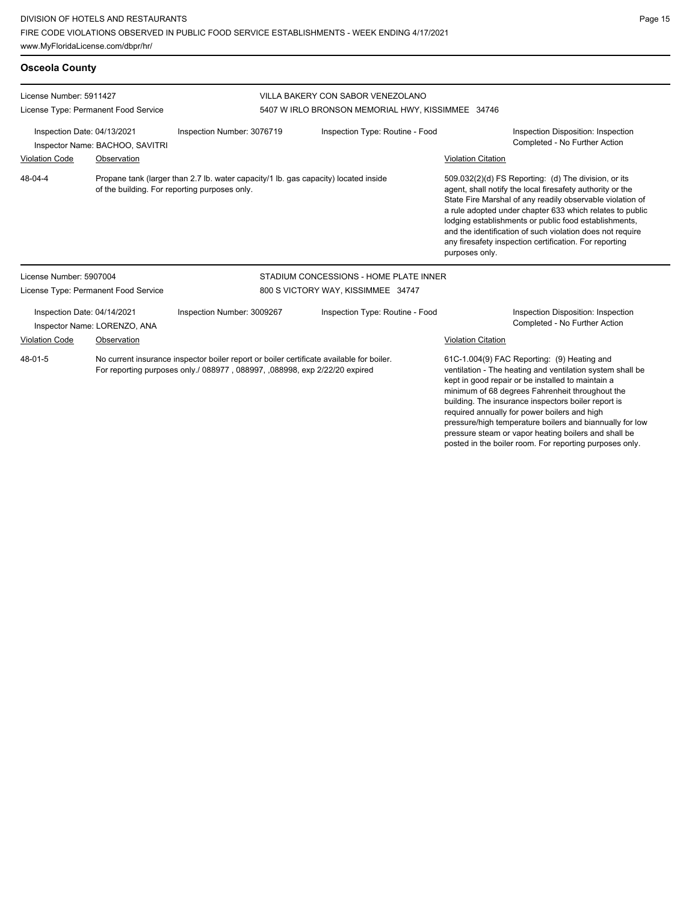## Osceola County

**License Number:** 5911427
**License Type:** Permanent Food Service

**VILLA BAKERY CON SABOR VENEZOLANO**
5407 W IRLO BRONSON MEMORIAL HWY, KISSIMMEE 34746

**Inspection Date:** 04/13/2021
**Inspector Name:** BACHOO, SAVITRI
**Inspection Number:** 3076719
**Inspection Type:** Routine - Food
**Inspection Disposition:** Inspection Completed - No Further Action

| Violation Code | Observation | Violation Citation |
| --- | --- | --- |
| 48-04-4 | Propane tank (larger than 2.7 lb. water capacity/1 lb. gas capacity) located inside of the building. For reporting purposes only. | 509.032(2)(d) FS Reporting: (d) The division, or its agent, shall notify the local firesafety authority or the State Fire Marshal of any readily observable violation of a rule adopted under chapter 633 which relates to public lodging establishments or public food establishments, and the identification of such violation does not require any firesafety inspection certification. For reporting purposes only. |

---

**License Number:** 5907004
**License Type:** Permanent Food Service

**STADIUM CONCESSIONS - HOME PLATE INNER**
800 S VICTORY WAY, KISSIMMEE 34747

**Inspection Date:** 04/14/2021
**Inspector Name:** LORENZO, ANA
**Inspection Number:** 3009267
**Inspection Type:** Routine - Food
**Inspection Disposition:** Inspection Completed - No Further Action

| Violation Code | Observation | Violation Citation |
| --- | --- | --- |
| 48-01-5 | No current insurance inspector boiler report or boiler certificate available for boiler. For reporting purposes only./ 088977 , 088997, ,088998, exp 2/22/20 expired | 61C-1.004(9) FAC Reporting: (9) Heating and ventilation - The heating and ventilation system shall be kept in good repair or be installed to maintain a minimum of 68 degrees Fahrenheit throughout the building. The insurance inspectors boiler report is required annually for power boilers and high pressure/high temperature boilers and biannually for low pressure steam or vapor heating boilers and shall be posted in the boiler room. For reporting purposes only. |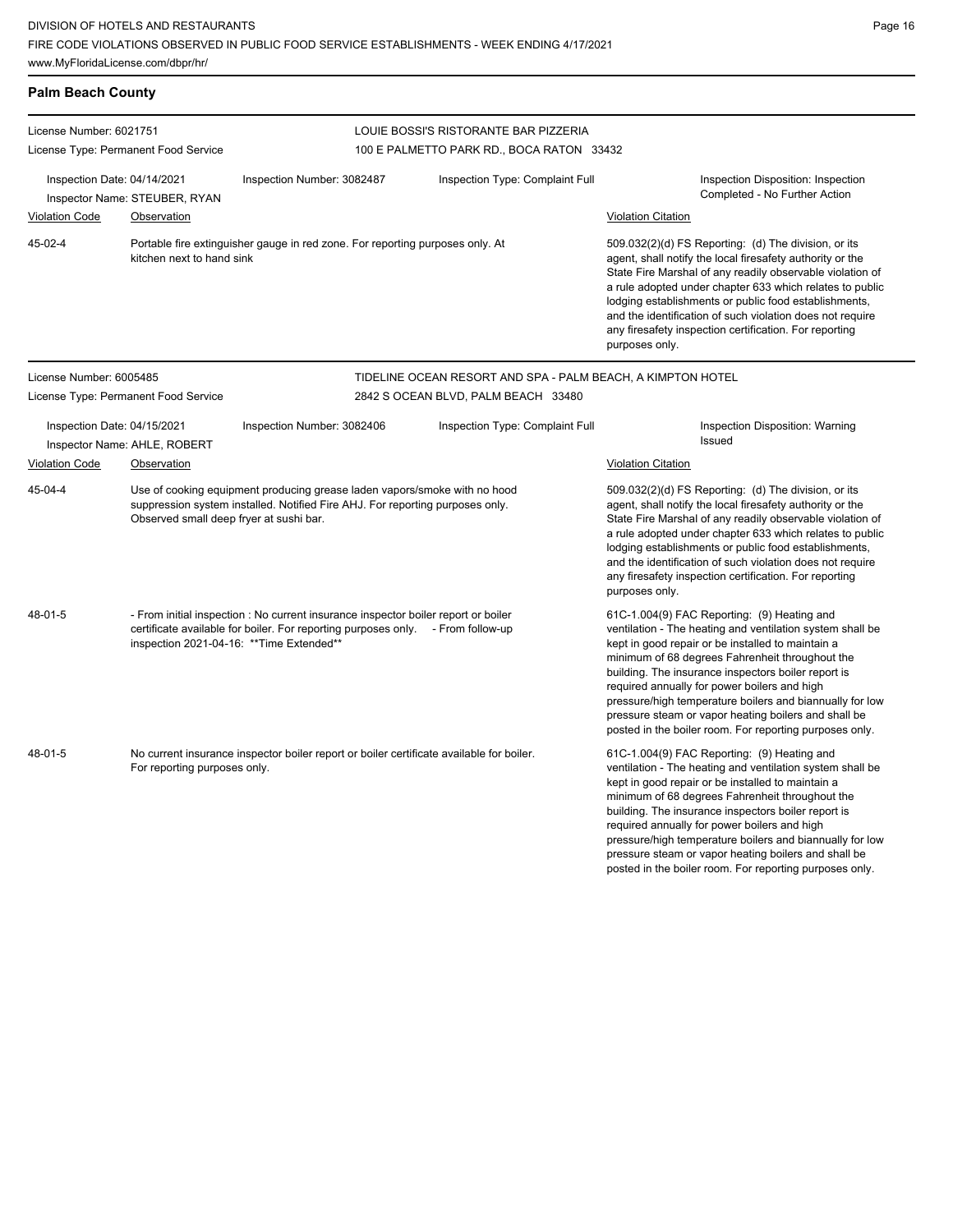## Palm Beach County

**License Number:** 6021751
**License Type:** Permanent Food Service

**LOUIE BOSSI'S RISTORANTE BAR PIZZERIA**
100 E PALMETTO PARK RD., BOCA RATON 33432

**Inspection Date:** 04/14/2021
**Inspector Name:** STEUBER, RYAN
**Inspection Number:** 3082487
**Inspection Type:** Complaint Full
**Inspection Disposition:** Inspection Completed - No Further Action

| Violation Code | Observation | Violation Citation |
| --- | --- | --- |
| 45-02-4 | Portable fire extinguisher gauge in red zone. For reporting purposes only. At kitchen next to hand sink | 509.032(2)(d) FS Reporting: (d) The division, or its agent, shall notify the local firesafety authority or the State Fire Marshal of any readily observable violation of a rule adopted under chapter 633 which relates to public lodging establishments or public food establishments, and the identification of such violation does not require any firesafety inspection certification. For reporting purposes only. |

---

**License Number:** 6005485
**License Type:** Permanent Food Service

**TIDELINE OCEAN RESORT AND SPA - PALM BEACH, A KIMPTON HOTEL**
2842 S OCEAN BLVD, PALM BEACH 33480

**Inspection Date:** 04/15/2021
**Inspector Name:** AHLE, ROBERT
**Inspection Number:** 3082406
**Inspection Type:** Complaint Full
**Inspection Disposition:** Warning Issued

| Violation Code | Observation | Violation Citation |
| --- | --- | --- |
| 45-04-4 | Use of cooking equipment producing grease laden vapors/smoke with no hood suppression system installed. Notified Fire AHJ. For reporting purposes only. Observed small deep fryer at sushi bar. | 509.032(2)(d) FS Reporting: (d) The division, or its agent, shall notify the local firesafety authority or the State Fire Marshal of any readily observable violation of a rule adopted under chapter 633 which relates to public lodging establishments or public food establishments, and the identification of such violation does not require any firesafety inspection certification. For reporting purposes only. |
| 48-01-5 | - From initial inspection : No current insurance inspector boiler report or boiler certificate available for boiler. For reporting purposes only. - From follow-up inspection 2021-04-16: **Time Extended** | 61C-1.004(9) FAC Reporting: (9) Heating and ventilation - The heating and ventilation system shall be kept in good repair or be installed to maintain a minimum of 68 degrees Fahrenheit throughout the building. The insurance inspectors boiler report is required annually for power boilers and high pressure/high temperature boilers and biannually for low pressure steam or vapor heating boilers and shall be posted in the boiler room. For reporting purposes only. |
| 48-01-5 | No current insurance inspector boiler report or boiler certificate available for boiler. For reporting purposes only. | 61C-1.004(9) FAC Reporting: (9) Heating and ventilation - The heating and ventilation system shall be kept in good repair or be installed to maintain a minimum of 68 degrees Fahrenheit throughout the building. The insurance inspectors boiler report is required annually for power boilers and high pressure/high temperature boilers and biannually for low pressure steam or vapor heating boilers and shall be posted in the boiler room. For reporting purposes only. |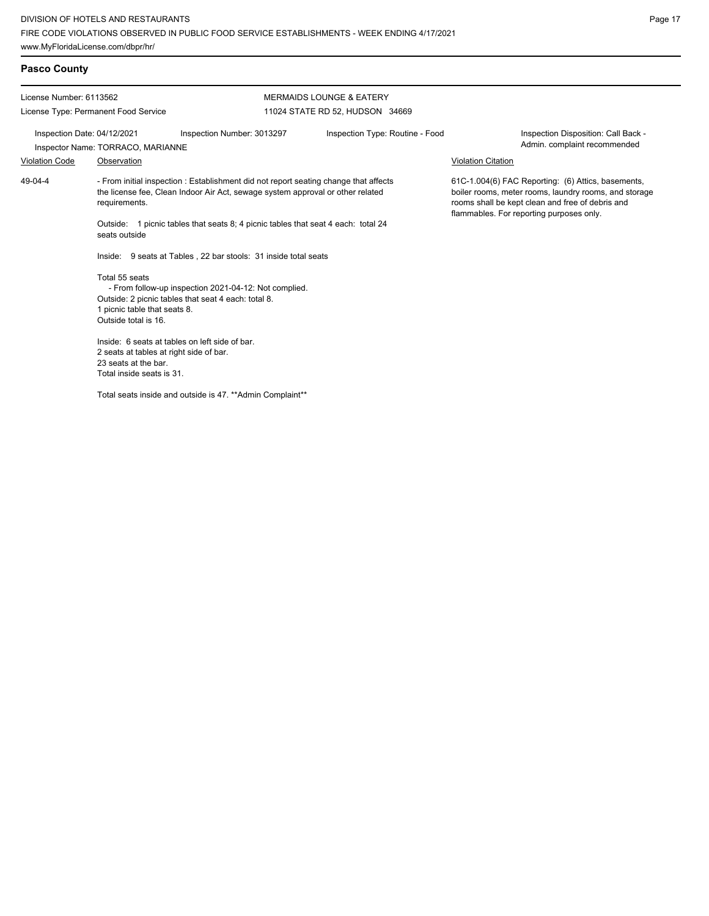## Pasco County

License Number: 6113562
License Type: Permanent Food Service

MERMAIDS LOUNGE & EATERY
11024 STATE RD 52, HUDSON 34669

Inspection Date: 04/12/2021
Inspection Number: 3013297
Inspection Type: Routine - Food
Inspector Name: TORRACO, MARIANNE
Inspection Disposition: Call Back - Admin. complaint recommended

| Violation Code | Observation | Violation Citation |
|---|---|---|
| 49-04-4 | - From initial inspection : Establishment did not report seating change that affects the license fee, Clean Indoor Air Act, sewage system approval or other related requirements.<br><br>Outside: 1 picnic tables that seats 8; 4 picnic tables that seat 4 each: total 24 seats outside<br><br>Inside: 9 seats at Tables , 22 bar stools: 31 inside total seats<br><br>Total 55 seats<br>- From follow-up inspection 2021-04-12: Not complied.<br>Outside: 2 picnic tables that seat 4 each: total 8.<br>1 picnic table that seats 8.<br>Outside total is 16.<br><br>Inside: 6 seats at tables on left side of bar.<br>2 seats at tables at right side of bar.<br>23 seats at the bar.<br>Total inside seats is 31.<br><br>Total seats inside and outside is 47. **Admin Complaint** | 61C-1.004(6) FAC Reporting: (6) Attics, basements, boiler rooms, meter rooms, laundry rooms, and storage rooms shall be kept clean and free of debris and flammables. For reporting purposes only. |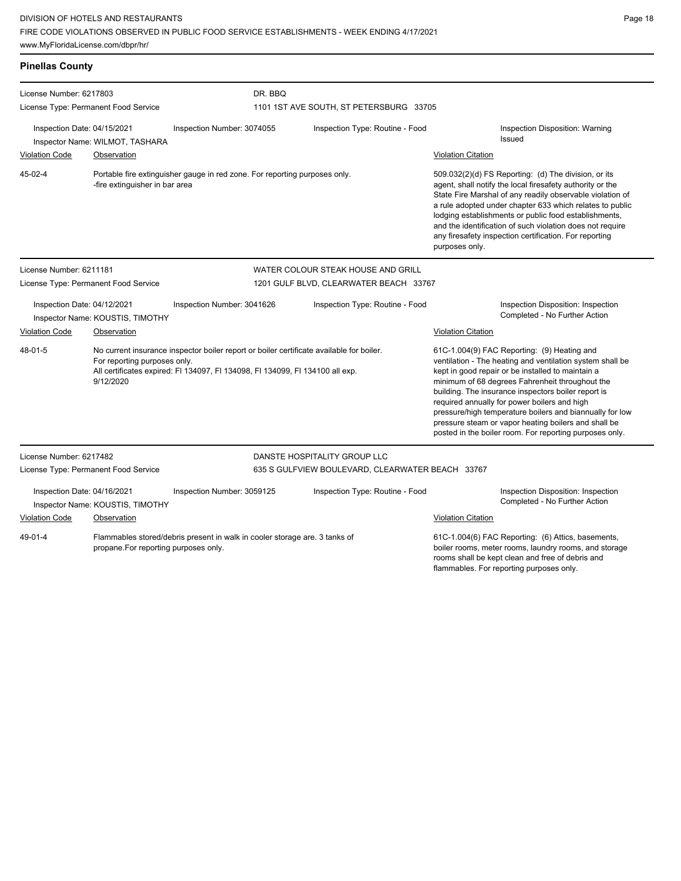## Pinellas County

**License Number:** 6217803
**License Type:** Permanent Food Service

**DR. BBQ**
1101 1ST AVE SOUTH, ST PETERSBURG 33705

**Inspection Date:** 04/15/2021
**Inspection Number:** 3074055
**Inspection Type:** Routine - Food
**Inspection Disposition:** Warning Issued
**Inspector Name:** WILMOT, TASHARA

| Violation Code | Observation | Violation Citation |
| --- | --- | --- |
| 45-02-4 | Portable fire extinguisher gauge in red zone. For reporting purposes only. -fire extinguisher in bar area | 509.032(2)(d) FS Reporting: (d) The division, or its agent, shall notify the local firesafety authority or the State Fire Marshal of any readily observable violation of a rule adopted under chapter 633 which relates to public lodging establishments or public food establishments, and the identification of such violation does not require any firesafety inspection certification. For reporting purposes only. |

**License Number:** 6211181
**License Type:** Permanent Food Service

**WATER COLOUR STEAK HOUSE AND GRILL**
1201 GULF BLVD, CLEARWATER BEACH 33767

**Inspection Date:** 04/12/2021
**Inspection Number:** 3041626
**Inspection Type:** Routine - Food
**Inspection Disposition:** Inspection Completed - No Further Action
**Inspector Name:** KOUSTIS, TIMOTHY

| Violation Code | Observation | Violation Citation |
| --- | --- | --- |
| 48-01-5 | No current insurance inspector boiler report or boiler certificate available for boiler. For reporting purposes only. All certificates expired: FI 134097, FI 134098, FI 134099, FI 134100 all exp. 9/12/2020 | 61C-1.004(9) FAC Reporting: (9) Heating and ventilation - The heating and ventilation system shall be kept in good repair or be installed to maintain a minimum of 68 degrees Fahrenheit throughout the building. The insurance inspectors boiler report is required annually for power boilers and high pressure/high temperature boilers and biannually for low pressure steam or vapor heating boilers and shall be posted in the boiler room. For reporting purposes only. |

**License Number:** 6217482
**License Type:** Permanent Food Service

**DANSTE HOSPITALITY GROUP LLC**
635 S GULFVIEW BOULEVARD, CLEARWATER BEACH 33767

**Inspection Date:** 04/16/2021
**Inspection Number:** 3059125
**Inspection Type:** Routine - Food
**Inspection Disposition:** Inspection Completed - No Further Action
**Inspector Name:** KOUSTIS, TIMOTHY

| Violation Code | Observation | Violation Citation |
| --- | --- | --- |
| 49-01-4 | Flammables stored/debris present in walk in cooler storage are. 3 tanks of propane.For reporting purposes only. | 61C-1.004(6) FAC Reporting: (6) Attics, basements, boiler rooms, meter rooms, laundry rooms, and storage rooms shall be kept clean and free of debris and flammables. For reporting purposes only. |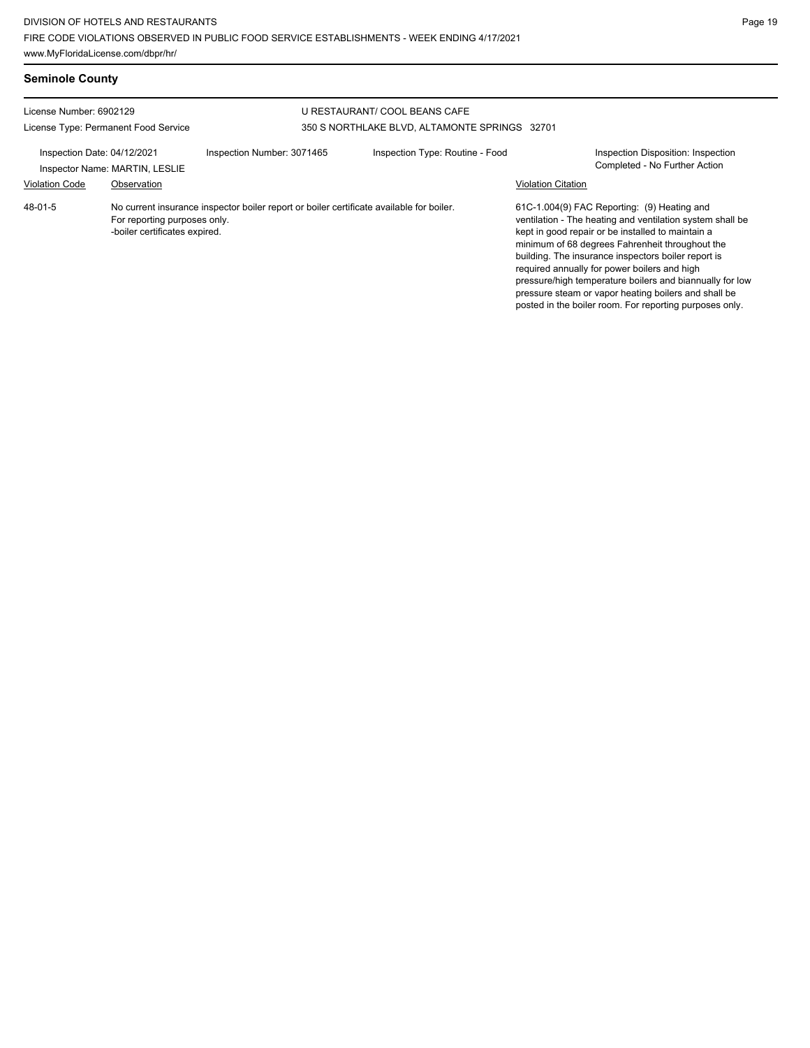## Seminole County

License Number: 6902129
License Type: Permanent Food Service

U RESTAURANT/ COOL BEANS CAFE
350 S NORTHLAKE BLVD, ALTAMONTE SPRINGS 32701

Inspection Date: 04/12/2021
Inspector Name: MARTIN, LESLIE

Inspection Number: 3071465

Inspection Type: Routine - Food

Inspection Disposition: Inspection Completed - No Further Action

| Violation Code | Observation | Violation Citation |
| --- | --- | --- |
| 48-01-5 | No current insurance inspector boiler report or boiler certificate available for boiler. For reporting purposes only. -boiler certificates expired. | 61C-1.004(9) FAC Reporting: (9) Heating and ventilation - The heating and ventilation system shall be kept in good repair or be installed to maintain a minimum of 68 degrees Fahrenheit throughout the building. The insurance inspectors boiler report is required annually for power boilers and high pressure/high temperature boilers and biannually for low pressure steam or vapor heating boilers and shall be posted in the boiler room. For reporting purposes only. |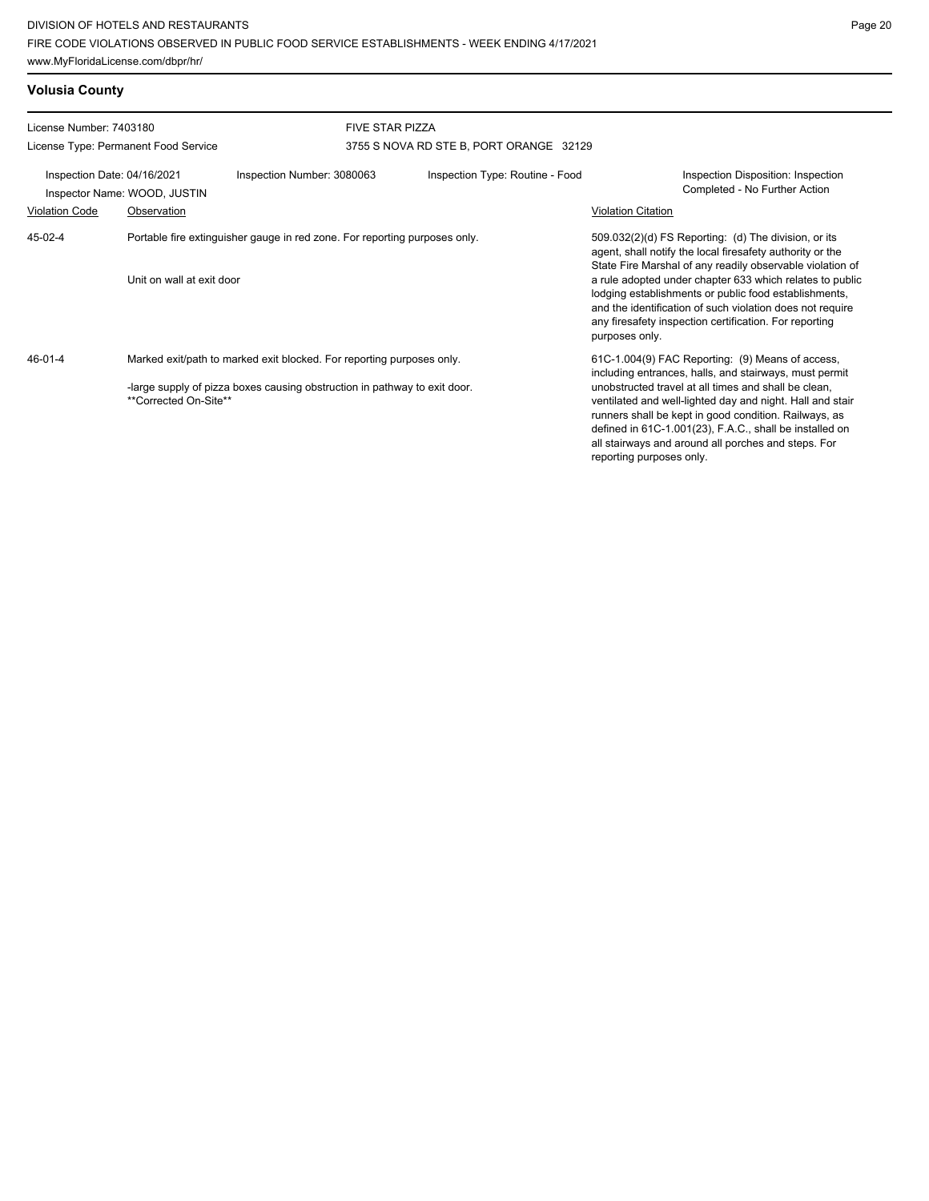## Volusia County

License Number: 7403180
License Type: Permanent Food Service

FIVE STAR PIZZA
3755 S NOVA RD STE B, PORT ORANGE 32129

Inspection Date: 04/16/2021
Inspector Name: WOOD, JUSTIN

Inspection Number: 3080063

Inspection Type: Routine - Food

Inspection Disposition: Inspection Completed - No Further Action

| Violation Code | Observation | Violation Citation |
| --- | --- | --- |
| 45-02-4 | Portable fire extinguisher gauge in red zone. For reporting purposes only.<br><br>Unit on wall at exit door | 509.032(2)(d) FS Reporting: (d) The division, or its agent, shall notify the local firesafety authority or the State Fire Marshal of any readily observable violation of a rule adopted under chapter 633 which relates to public lodging establishments or public food establishments, and the identification of such violation does not require any firesafety inspection certification. For reporting purposes only. |
| 46-01-4 | Marked exit/path to marked exit blocked. For reporting purposes only.<br><br>-large supply of pizza boxes causing obstruction in pathway to exit door. **Corrected On-Site** | 61C-1.004(9) FAC Reporting: (9) Means of access, including entrances, halls, and stairways, must permit unobstructed travel at all times and shall be clean, ventilated and well-lighted day and night. Hall and stair runners shall be kept in good condition. Railways, as defined in 61C-1.001(23), F.A.C., shall be installed on all stairways and around all porches and steps. For reporting purposes only. |